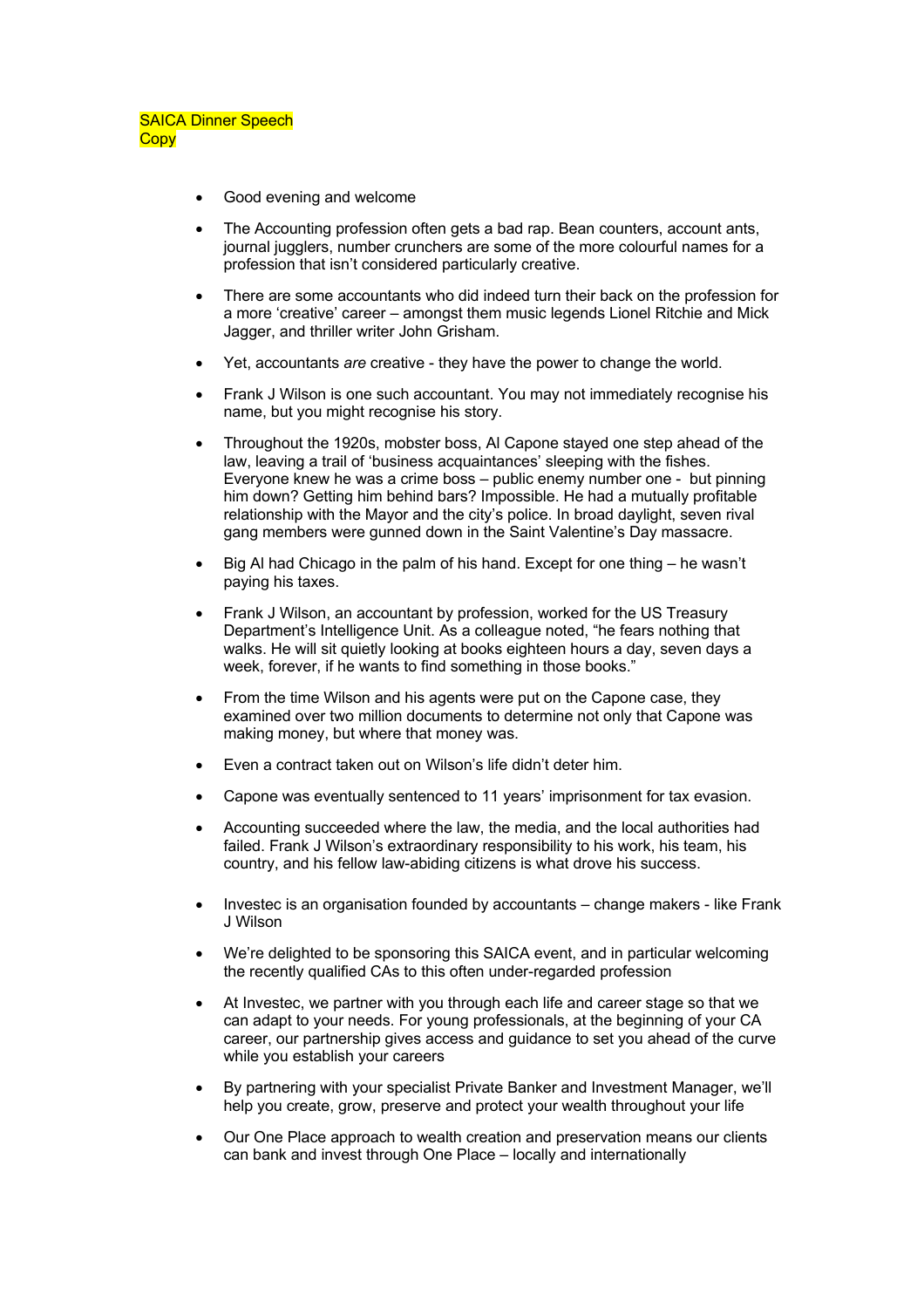SAICA Dinner Speech
Copy

- Good evening and welcome
- The Accounting profession often gets a bad rap. Bean counters, account ants, journal jugglers, number crunchers are some of the more colourful names for a profession that isn't considered particularly creative.
- There are some accountants who did indeed turn their back on the profession for a more 'creative' career – amongst them music legends Lionel Ritchie and Mick Jagger, and thriller writer John Grisham.
- Yet, accountants *are* creative - they have the power to change the world.
- Frank J Wilson is one such accountant. You may not immediately recognise his name, but you might recognise his story.
- Throughout the 1920s, mobster boss, Al Capone stayed one step ahead of the law, leaving a trail of 'business acquaintances' sleeping with the fishes. Everyone knew he was a crime boss – public enemy number one - but pinning him down? Getting him behind bars? Impossible. He had a mutually profitable relationship with the Mayor and the city's police. In broad daylight, seven rival gang members were gunned down in the Saint Valentine's Day massacre.
- Big Al had Chicago in the palm of his hand. Except for one thing – he wasn't paying his taxes.
- Frank J Wilson, an accountant by profession, worked for the US Treasury Department's Intelligence Unit. As a colleague noted, "he fears nothing that walks. He will sit quietly looking at books eighteen hours a day, seven days a week, forever, if he wants to find something in those books."
- From the time Wilson and his agents were put on the Capone case, they examined over two million documents to determine not only that Capone was making money, but where that money was.
- Even a contract taken out on Wilson's life didn't deter him.
- Capone was eventually sentenced to 11 years' imprisonment for tax evasion.
- Accounting succeeded where the law, the media, and the local authorities had failed. Frank J Wilson's extraordinary responsibility to his work, his team, his country, and his fellow law-abiding citizens is what drove his success.
- Investec is an organisation founded by accountants – change makers - like Frank J Wilson
- We're delighted to be sponsoring this SAICA event, and in particular welcoming the recently qualified CAs to this often under-regarded profession
- At Investec, we partner with you through each life and career stage so that we can adapt to your needs. For young professionals, at the beginning of your CA career, our partnership gives access and guidance to set you ahead of the curve while you establish your careers
- By partnering with your specialist Private Banker and Investment Manager, we'll help you create, grow, preserve and protect your wealth throughout your life
- Our One Place approach to wealth creation and preservation means our clients can bank and invest through One Place – locally and internationally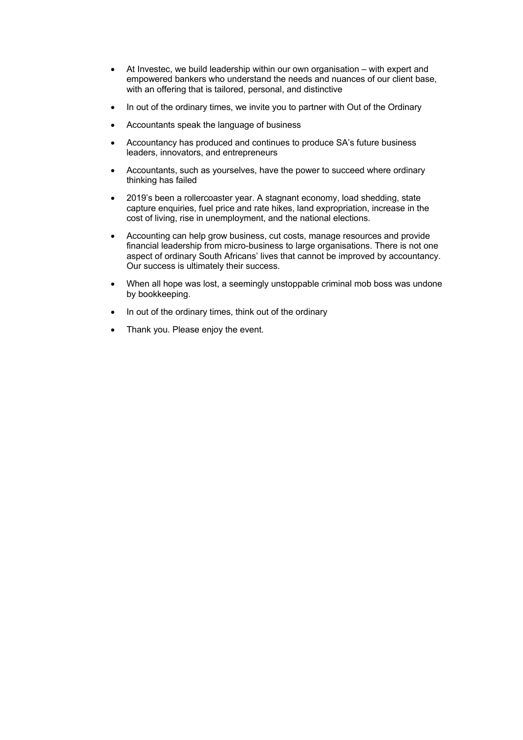- At Investec, we build leadership within our own organisation – with expert and empowered bankers who understand the needs and nuances of our client base, with an offering that is tailored, personal, and distinctive
- In out of the ordinary times, we invite you to partner with Out of the Ordinary
- Accountants speak the language of business
- Accountancy has produced and continues to produce SA's future business leaders, innovators, and entrepreneurs
- Accountants, such as yourselves, have the power to succeed where ordinary thinking has failed
- 2019's been a rollercoaster year. A stagnant economy, load shedding, state capture enquiries, fuel price and rate hikes, land expropriation, increase in the cost of living, rise in unemployment, and the national elections.
- Accounting can help grow business, cut costs, manage resources and provide financial leadership from micro-business to large organisations. There is not one aspect of ordinary South Africans' lives that cannot be improved by accountancy. Our success is ultimately their success.
- When all hope was lost, a seemingly unstoppable criminal mob boss was undone by bookkeeping.
- In out of the ordinary times, think out of the ordinary
- Thank you. Please enjoy the event.